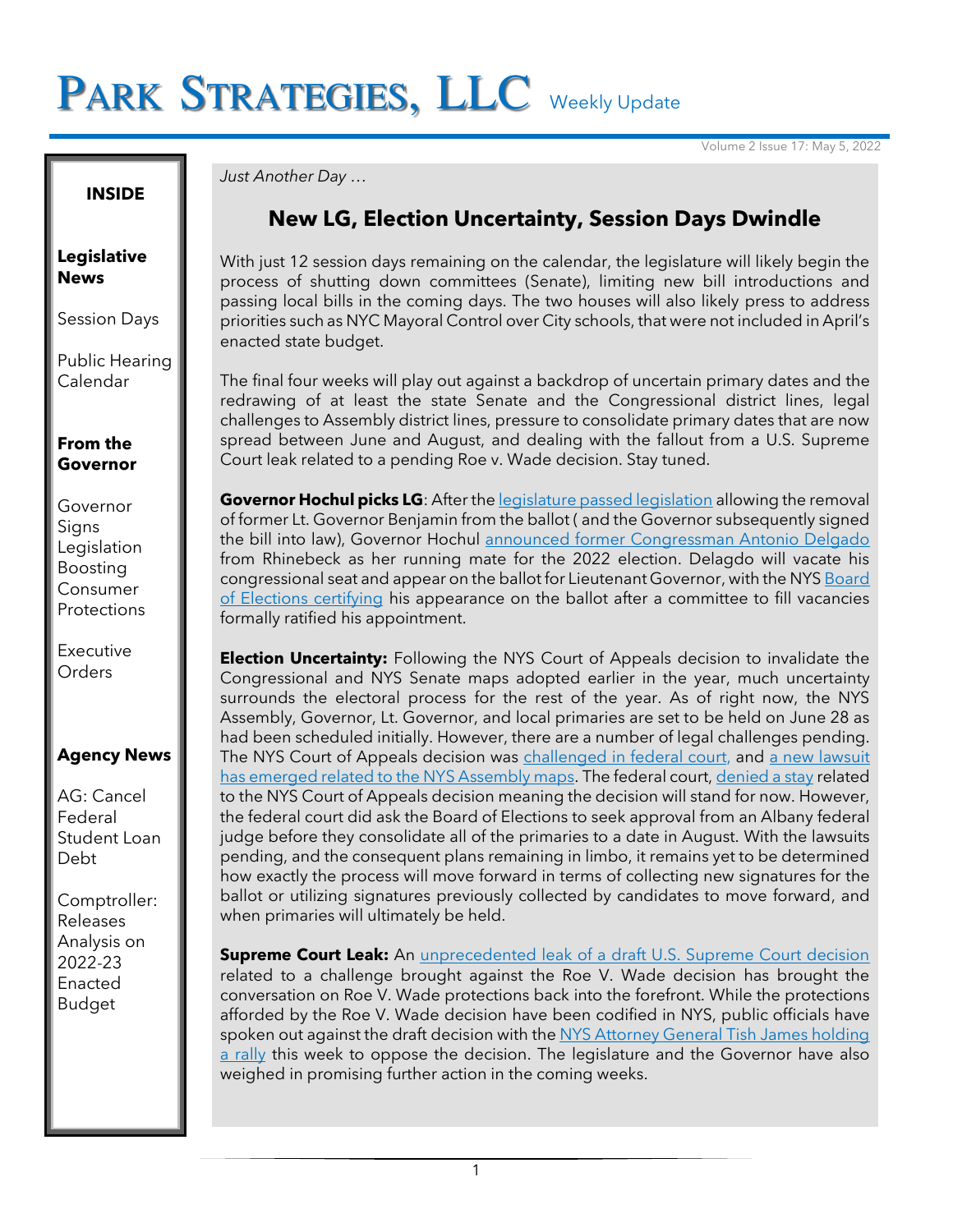# PARK STRATEGIES, LLC Weekly Update

Volume 2 Issue 17: May 5, 2022

**INSIDE**

**Legislative News**

Session Days

Public Hearing Calendar

**From the Governor**

Governor Signs Legislation Boosting Consumer Protections

Executive Orders

**Agency News**

AG: Cancel Federal Student Loan Debt

Comptroller: Releases Analysis on 2022-23 Enacted Budget

*Just Another Day …*

## New LG, Election Uncertainty, Session Days Dwindle

With just 12 session days remaining on the calendar, the legislature will likely begin the process of shutting down committees (Senate), limiting new bill introductions and passing local bills in the coming days. The two houses will also likely press to address priorities such as NYC Mayoral Control over City schools, that were not included in April's enacted state budget.

The final four weeks will play out against a backdrop of uncertain primary dates and the redrawing of at least the state Senate and the Congressional district lines, legal challenges to Assembly district lines, pressure to consolidate primary dates that are now spread between June and August, and dealing with the fallout from a U.S. Supreme Court leak related to a pending Roe v. Wade decision. Stay tuned.

**Governor Hochul picks LG**: After the legislature passed legislation allowing the removal of former Lt. Governor Benjamin from the ballot ( and the Governor subsequently signed the bill into law), Governor Hochul announced former Congressman Antonio Delgado from Rhinebeck as her running mate for the 2022 election. Delagdo will vacate his congressional seat and appear on the ballot for Lieutenant Governor, with the NYS Board of Elections certifying his appearance on the ballot after a committee to fill vacancies formally ratified his appointment.

**Election Uncertainty:** Following the NYS Court of Appeals decision to invalidate the Congressional and NYS Senate maps adopted earlier in the year, much uncertainty surrounds the electoral process for the rest of the year. As of right now, the NYS Assembly, Governor, Lt. Governor, and local primaries are set to be held on June 28 as had been scheduled initially. However, there are a number of legal challenges pending. The NYS Court of Appeals decision was challenged in federal court, and a new lawsuit has emerged related to the NYS Assembly maps. The federal court, denied a stay related to the NYS Court of Appeals decision meaning the decision will stand for now. However, the federal court did ask the Board of Elections to seek approval from an Albany federal judge before they consolidate all of the primaries to a date in August. With the lawsuits pending, and the consequent plans remaining in limbo, it remains yet to be determined how exactly the process will move forward in terms of collecting new signatures for the ballot or utilizing signatures previously collected by candidates to move forward, and when primaries will ultimately be held.

**Supreme Court Leak:** An unprecedented leak of a draft U.S. Supreme Court decision related to a challenge brought against the Roe V. Wade decision has brought the conversation on Roe V. Wade protections back into the forefront. While the protections afforded by the Roe V. Wade decision have been codified in NYS, public officials have spoken out against the draft decision with the NYS Attorney General Tish James holding a rally this week to oppose the decision. The legislature and the Governor have also weighed in promising further action in the coming weeks.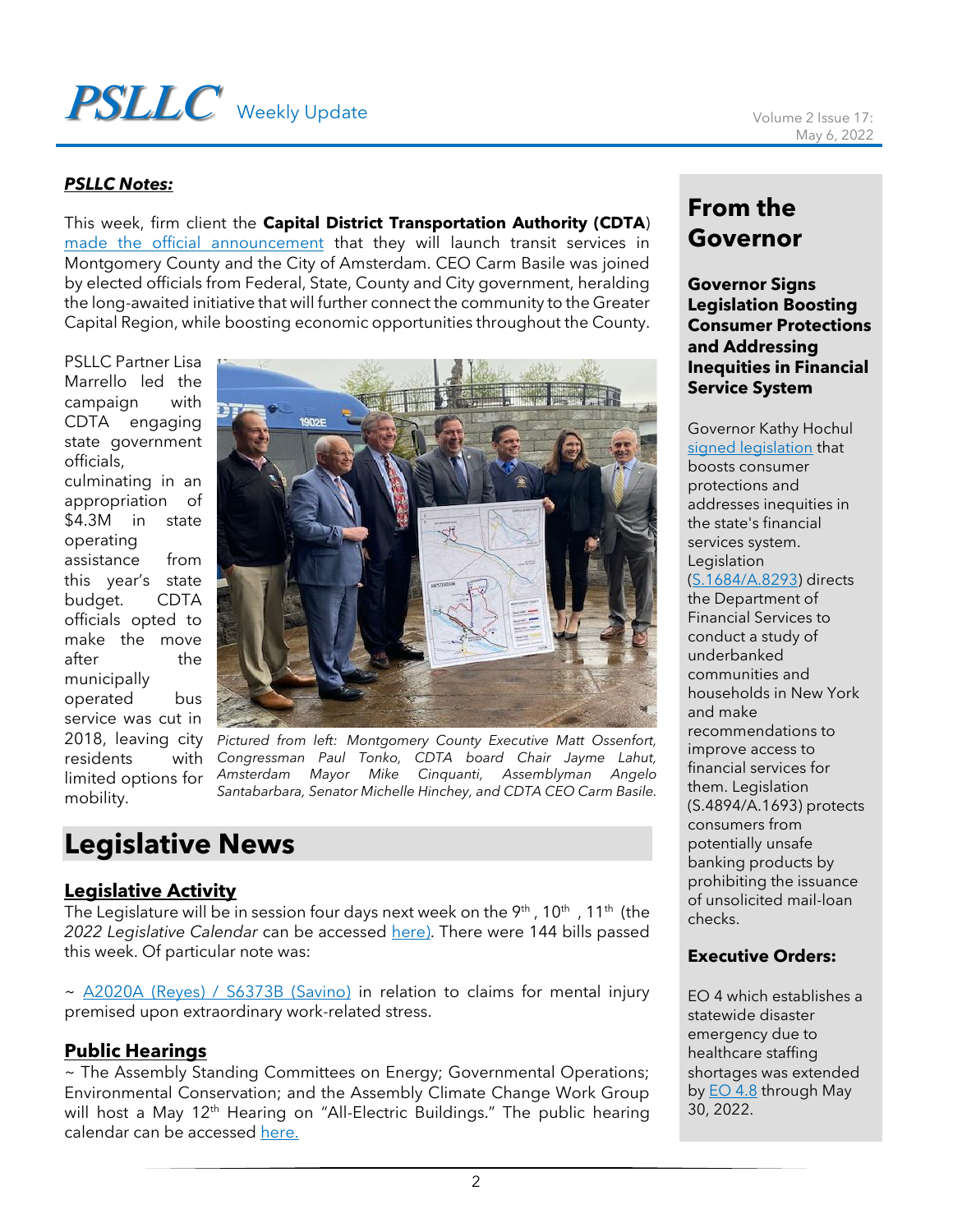## *PSLLC Notes:*

This week, firm client the **Capital District Transportation Authority (CDTA**) made the official announcement that they will launch transit services in Montgomery County and the City of Amsterdam. CEO Carm Basile was joined by elected officials from Federal, State, County and City government, heralding the long-awaited initiative that will further connect the community to the Greater Capital Region, while boosting economic opportunities throughout the County.

PSLLC Partner Lisa Marrello led the campaign with CDTA engaging state government officials, culminating in an appropriation of $4.3M in state operating assistance from this year's state budget. CDTA officials opted to make the move after the municipally operated bus service was cut in 2018, leaving city residents with limited options for mobility.

*Pictured from left: Montgomery County Executive Matt Ossenfort, Congressman Paul Tonko, CDTA board Chair Jayme Lahut, Amsterdam Mayor Mike Cinquanti, Assemblyman Angelo Santabarbara, Senator Michelle Hinchey, and CDTA CEO Carm Basile.*

# Legislative News

## Legislative Activity

The Legislature will be in session four days next week on the 9th , 10th , 11th (the *2022 Legislative Calendar* can be accessed here). There were 144 bills passed this week. Of particular note was:

~ A2020A (Reyes) / S6373B (Savino) in relation to claims for mental injury premised upon extraordinary work-related stress.

## Public Hearings

~ The Assembly Standing Committees on Energy; Governmental Operations; Environmental Conservation; and the Assembly Climate Change Work Group will host a May 12th Hearing on "All-Electric Buildings." The public hearing calendar can be accessed here.

# From the Governor

### Governor Signs Legislation Boosting Consumer Protections and Addressing Inequities in Financial Service System

Governor Kathy Hochul signed legislation that boosts consumer protections and addresses inequities in the state's financial services system. Legislation (S.1684/A.8293) directs the Department of Financial Services to conduct a study of underbanked communities and households in New York and make recommendations to improve access to financial services for them. Legislation (S.4894/A.1693) protects consumers from potentially unsafe banking products by prohibiting the issuance of unsolicited mail-loan checks.

### Executive Orders:

EO 4 which establishes a statewide disaster emergency due to healthcare staffing shortages was extended by EO 4.8 through May 30, 2022.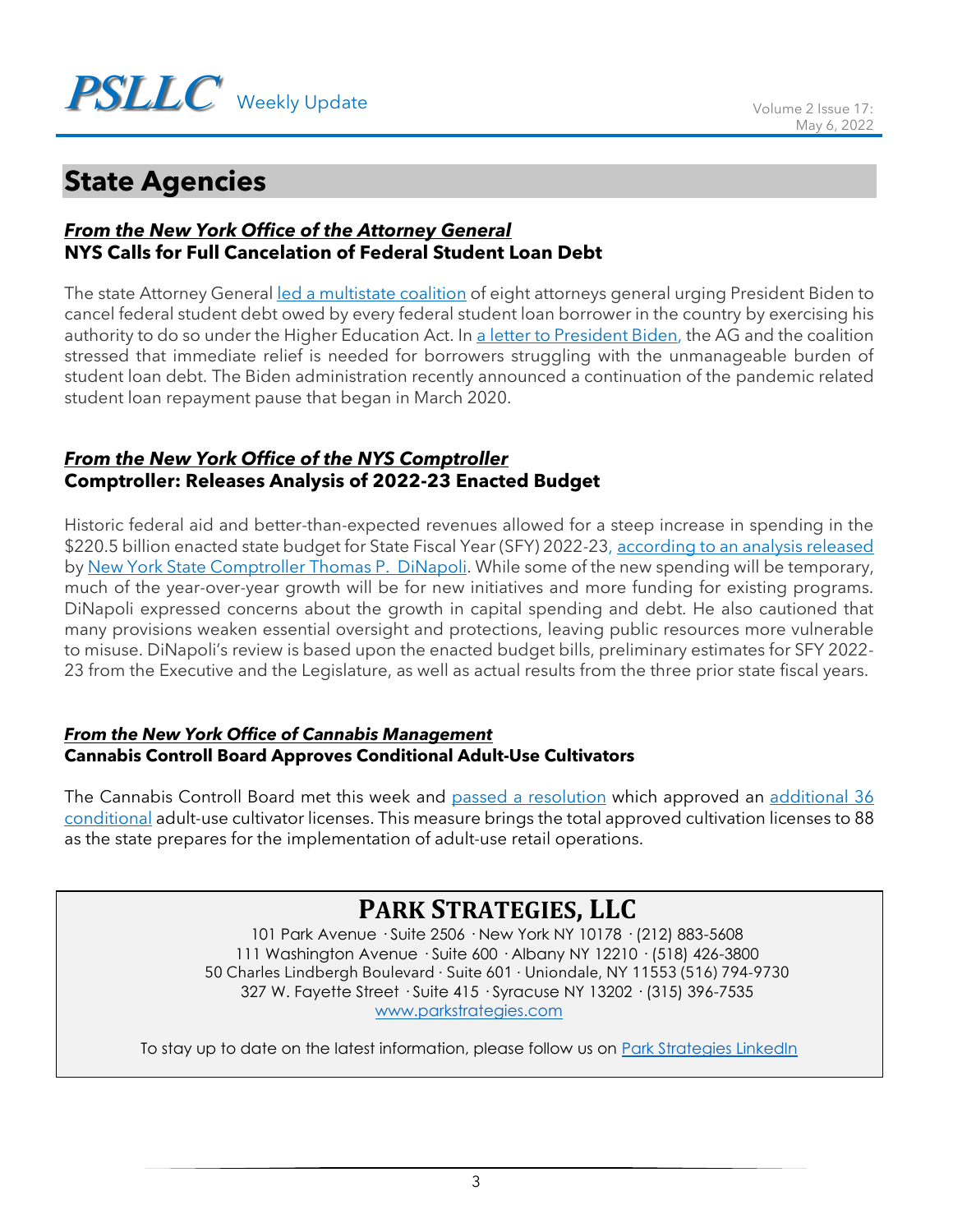# State Agencies

***From the New York Office of the Attorney General***
**NYS Calls for Full Cancelation of Federal Student Loan Debt**

The state Attorney General led a multistate coalition of eight attorneys general urging President Biden to cancel federal student debt owed by every federal student loan borrower in the country by exercising his authority to do so under the Higher Education Act. In a letter to President Biden, the AG and the coalition stressed that immediate relief is needed for borrowers struggling with the unmanageable burden of student loan debt. The Biden administration recently announced a continuation of the pandemic related student loan repayment pause that began in March 2020.

***From the New York Office of the NYS Comptroller***
**Comptroller: Releases Analysis of 2022-23 Enacted Budget**

Historic federal aid and better-than-expected revenues allowed for a steep increase in spending in the $220.5 billion enacted state budget for State Fiscal Year (SFY) 2022-23, according to an analysis released by New York State Comptroller Thomas P. DiNapoli. While some of the new spending will be temporary, much of the year-over-year growth will be for new initiatives and more funding for existing programs. DiNapoli expressed concerns about the growth in capital spending and debt. He also cautioned that many provisions weaken essential oversight and protections, leaving public resources more vulnerable to misuse. DiNapoli's review is based upon the enacted budget bills, preliminary estimates for SFY 2022-23 from the Executive and the Legislature, as well as actual results from the three prior state fiscal years.

***From the New York Office of Cannabis Management***
**Cannabis Controll Board Approves Conditional Adult-Use Cultivators**

The Cannabis Controll Board met this week and passed a resolution which approved an additional 36 conditional adult-use cultivator licenses. This measure brings the total approved cultivation licenses to 88 as the state prepares for the implementation of adult-use retail operations.

## PARK STRATEGIES, LLC

101 Park Avenue · Suite 2506 · New York NY 10178 · (212) 883-5608
111 Washington Avenue · Suite 600 · Albany NY 12210 · (518) 426-3800
50 Charles Lindbergh Boulevard · Suite 601 · Uniondale, NY 11553 (516) 794-9730
327 W. Fayette Street · Suite 415 · Syracuse NY 13202 · (315) 396-7535
www.parkstrategies.com

To stay up to date on the latest information, please follow us on Park Strategies LinkedIn